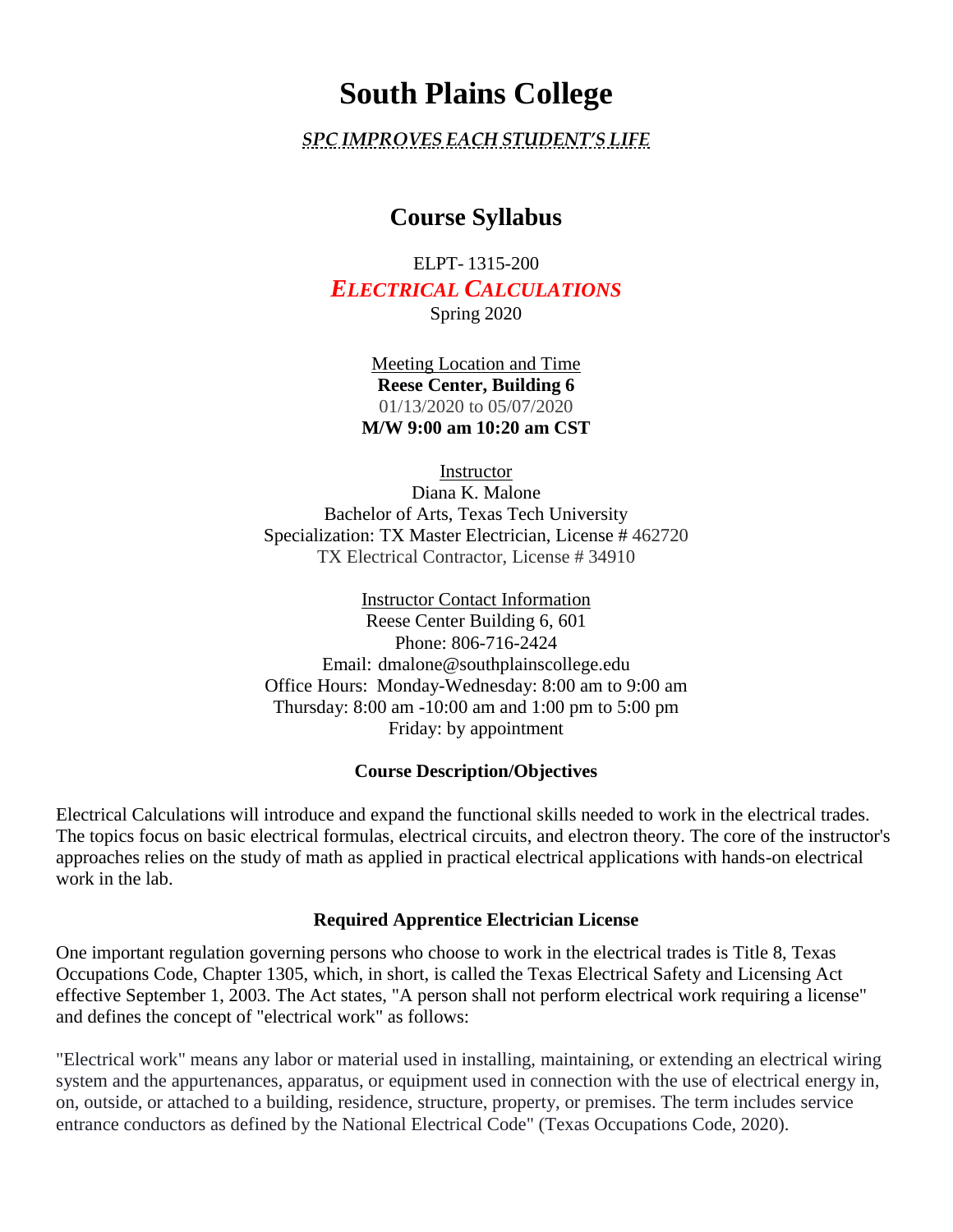# South Plains College

***SPC IMPROVES EACH STUDENT'S LIFE***

## Course Syllabus

ELPT- 1315-200

***ELECTRICAL CALCULATIONS***

Spring 2020

Meeting Location and Time

**Reese Center, Building 6**

01/13/2020 to 05/07/2020

**M/W 9:00 am 10:20 am CST**

Instructor

Diana K. Malone

Bachelor of Arts, Texas Tech University

Specialization: TX Master Electrician, License # 462720

TX Electrical Contractor, License # 34910

Instructor Contact Information

Reese Center Building 6, 601

Phone: 806-716-2424

Email: dmalone@southplainscollege.edu

Office Hours: Monday-Wednesday: 8:00 am to 9:00 am

Thursday: 8:00 am -10:00 am and 1:00 pm to 5:00 pm

Friday: by appointment

### Course Description/Objectives

Electrical Calculations will introduce and expand the functional skills needed to work in the electrical trades. The topics focus on basic electrical formulas, electrical circuits, and electron theory. The core of the instructor's approaches relies on the study of math as applied in practical electrical applications with hands-on electrical work in the lab.

### Required Apprentice Electrician License

One important regulation governing persons who choose to work in the electrical trades is Title 8, Texas Occupations Code, Chapter 1305, which, in short, is called the Texas Electrical Safety and Licensing Act effective September 1, 2003. The Act states, "A person shall not perform electrical work requiring a license" and defines the concept of "electrical work" as follows:

"Electrical work" means any labor or material used in installing, maintaining, or extending an electrical wiring system and the appurtenances, apparatus, or equipment used in connection with the use of electrical energy in, on, outside, or attached to a building, residence, structure, property, or premises. The term includes service entrance conductors as defined by the National Electrical Code" (Texas Occupations Code, 2020).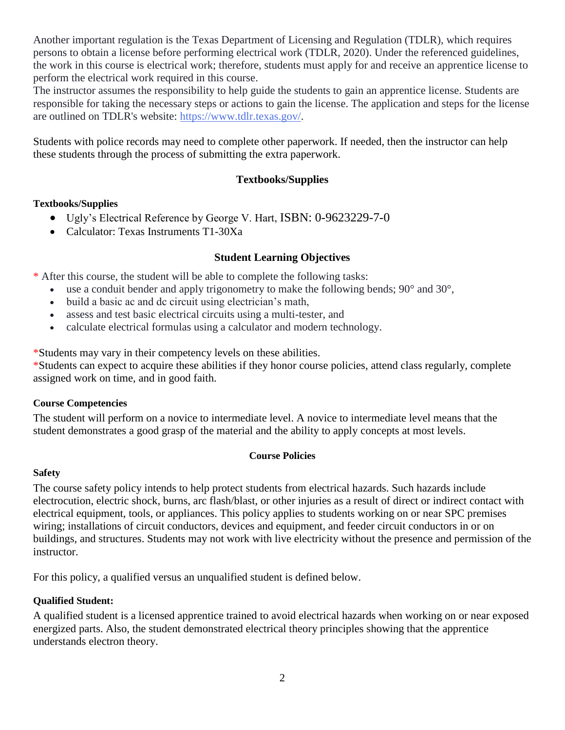Another important regulation is the Texas Department of Licensing and Regulation (TDLR), which requires persons to obtain a license before performing electrical work (TDLR, 2020). Under the referenced guidelines, the work in this course is electrical work; therefore, students must apply for and receive an apprentice license to perform the electrical work required in this course.

The instructor assumes the responsibility to help guide the students to gain an apprentice license. Students are responsible for taking the necessary steps or actions to gain the license. The application and steps for the license are outlined on TDLR's website: https://www.tdlr.texas.gov/.

Students with police records may need to complete other paperwork. If needed, then the instructor can help these students through the process of submitting the extra paperwork.

## Textbooks/Supplies

**Textbooks/Supplies**

- Ugly's Electrical Reference by George V. Hart, ISBN: 0-9623229-7-0
- Calculator: Texas Instruments T1-30Xa

## Student Learning Objectives

\* After this course, the student will be able to complete the following tasks:

- use a conduit bender and apply trigonometry to make the following bends; 90° and 30°,
- build a basic ac and dc circuit using electrician's math,
- assess and test basic electrical circuits using a multi-tester, and
- calculate electrical formulas using a calculator and modern technology.

\*Students may vary in their competency levels on these abilities.

\*Students can expect to acquire these abilities if they honor course policies, attend class regularly, complete assigned work on time, and in good faith.

**Course Competencies**

The student will perform on a novice to intermediate level. A novice to intermediate level means that the student demonstrates a good grasp of the material and the ability to apply concepts at most levels.

## Course Policies

**Safety**

The course safety policy intends to help protect students from electrical hazards. Such hazards include electrocution, electric shock, burns, arc flash/blast, or other injuries as a result of direct or indirect contact with electrical equipment, tools, or appliances. This policy applies to students working on or near SPC premises wiring; installations of circuit conductors, devices and equipment, and feeder circuit conductors in or on buildings, and structures. Students may not work with live electricity without the presence and permission of the instructor.

For this policy, a qualified versus an unqualified student is defined below.

**Qualified Student:**

A qualified student is a licensed apprentice trained to avoid electrical hazards when working on or near exposed energized parts. Also, the student demonstrated electrical theory principles showing that the apprentice understands electron theory.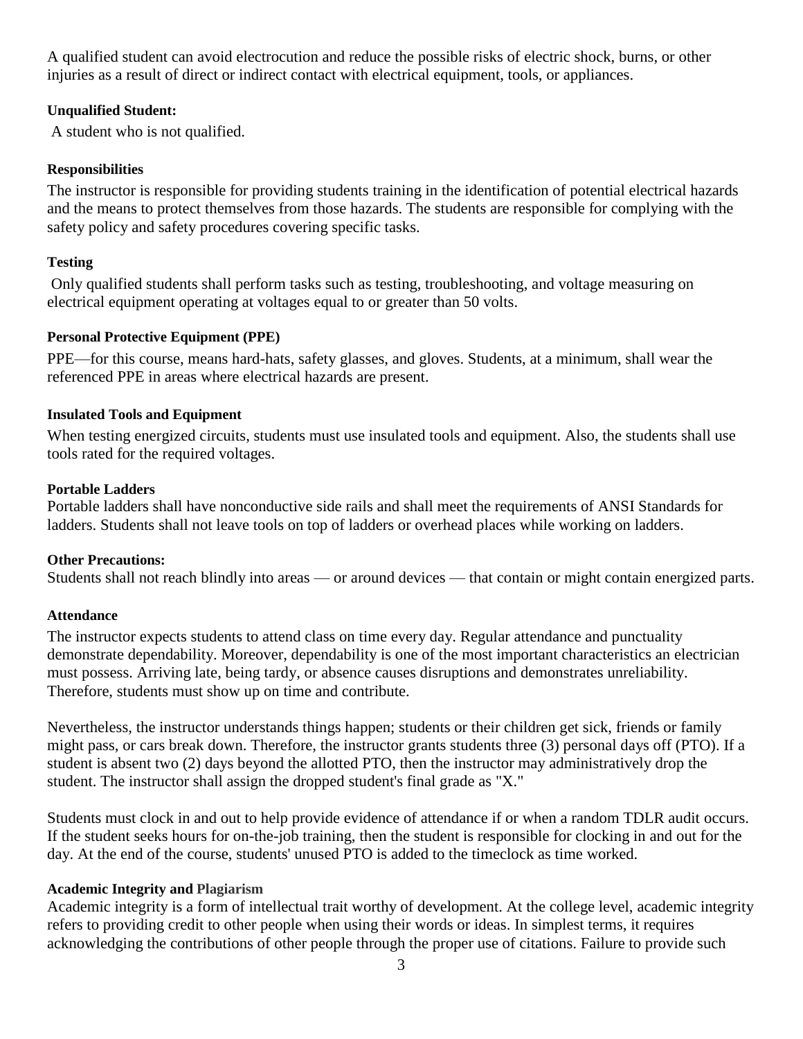A qualified student can avoid electrocution and reduce the possible risks of electric shock, burns, or other injuries as a result of direct or indirect contact with electrical equipment, tools, or appliances.

**Unqualified Student:**

A student who is not qualified.

**Responsibilities**

The instructor is responsible for providing students training in the identification of potential electrical hazards and the means to protect themselves from those hazards. The students are responsible for complying with the safety policy and safety procedures covering specific tasks.

**Testing**

Only qualified students shall perform tasks such as testing, troubleshooting, and voltage measuring on electrical equipment operating at voltages equal to or greater than 50 volts.

**Personal Protective Equipment (PPE)**

PPE—for this course, means hard-hats, safety glasses, and gloves. Students, at a minimum, shall wear the referenced PPE in areas where electrical hazards are present.

**Insulated Tools and Equipment**

When testing energized circuits, students must use insulated tools and equipment. Also, the students shall use tools rated for the required voltages.

**Portable Ladders**

Portable ladders shall have nonconductive side rails and shall meet the requirements of ANSI Standards for ladders. Students shall not leave tools on top of ladders or overhead places while working on ladders.

**Other Precautions:**

Students shall not reach blindly into areas — or around devices — that contain or might contain energized parts.

**Attendance**

The instructor expects students to attend class on time every day. Regular attendance and punctuality demonstrate dependability. Moreover, dependability is one of the most important characteristics an electrician must possess. Arriving late, being tardy, or absence causes disruptions and demonstrates unreliability. Therefore, students must show up on time and contribute.

Nevertheless, the instructor understands things happen; students or their children get sick, friends or family might pass, or cars break down. Therefore, the instructor grants students three (3) personal days off (PTO). If a student is absent two (2) days beyond the allotted PTO, then the instructor may administratively drop the student. The instructor shall assign the dropped student's final grade as "X."

Students must clock in and out to help provide evidence of attendance if or when a random TDLR audit occurs. If the student seeks hours for on-the-job training, then the student is responsible for clocking in and out for the day. At the end of the course, students' unused PTO is added to the timeclock as time worked.

**Academic Integrity and Plagiarism**

Academic integrity is a form of intellectual trait worthy of development. At the college level, academic integrity refers to providing credit to other people when using their words or ideas. In simplest terms, it requires acknowledging the contributions of other people through the proper use of citations. Failure to provide such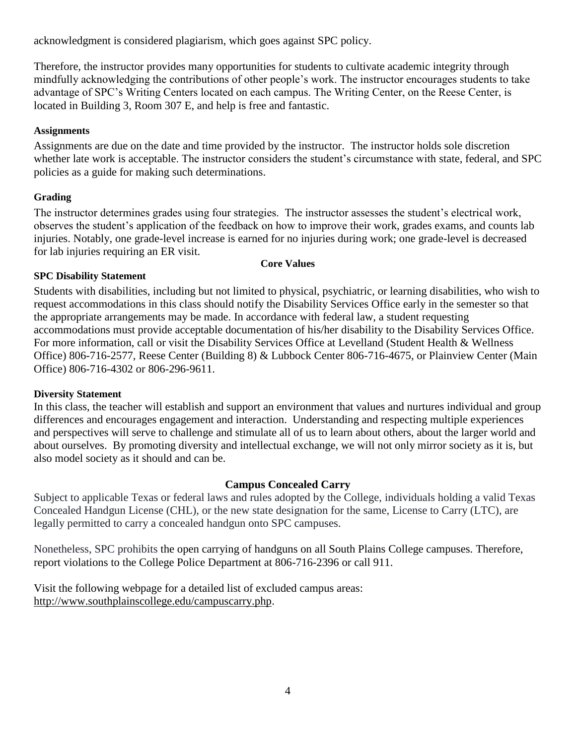acknowledgment is considered plagiarism, which goes against SPC policy.

Therefore, the instructor provides many opportunities for students to cultivate academic integrity through mindfully acknowledging the contributions of other people's work. The instructor encourages students to take advantage of SPC's Writing Centers located on each campus. The Writing Center, on the Reese Center, is located in Building 3, Room 307 E, and help is free and fantastic.

**Assignments**

Assignments are due on the date and time provided by the instructor. The instructor holds sole discretion whether late work is acceptable. The instructor considers the student's circumstance with state, federal, and SPC policies as a guide for making such determinations.

**Grading**

The instructor determines grades using four strategies. The instructor assesses the student's electrical work, observes the student's application of the feedback on how to improve their work, grades exams, and counts lab injuries. Notably, one grade-level increase is earned for no injuries during work; one grade-level is decreased for lab injuries requiring an ER visit.

**Core Values**

**SPC Disability Statement**

Students with disabilities, including but not limited to physical, psychiatric, or learning disabilities, who wish to request accommodations in this class should notify the Disability Services Office early in the semester so that the appropriate arrangements may be made. In accordance with federal law, a student requesting accommodations must provide acceptable documentation of his/her disability to the Disability Services Office. For more information, call or visit the Disability Services Office at Levelland (Student Health & Wellness Office) 806-716-2577, Reese Center (Building 8) & Lubbock Center 806-716-4675, or Plainview Center (Main Office) 806-716-4302 or 806-296-9611.

**Diversity Statement**

In this class, the teacher will establish and support an environment that values and nurtures individual and group differences and encourages engagement and interaction. Understanding and respecting multiple experiences and perspectives will serve to challenge and stimulate all of us to learn about others, about the larger world and about ourselves. By promoting diversity and intellectual exchange, we will not only mirror society as it is, but also model society as it should and can be.

**Campus Concealed Carry**

Subject to applicable Texas or federal laws and rules adopted by the College, individuals holding a valid Texas Concealed Handgun License (CHL), or the new state designation for the same, License to Carry (LTC), are legally permitted to carry a concealed handgun onto SPC campuses.

Nonetheless, SPC prohibits the open carrying of handguns on all South Plains College campuses. Therefore, report violations to the College Police Department at 806-716-2396 or call 911.

Visit the following webpage for a detailed list of excluded campus areas: http://www.southplainscollege.edu/campuscarry.php.